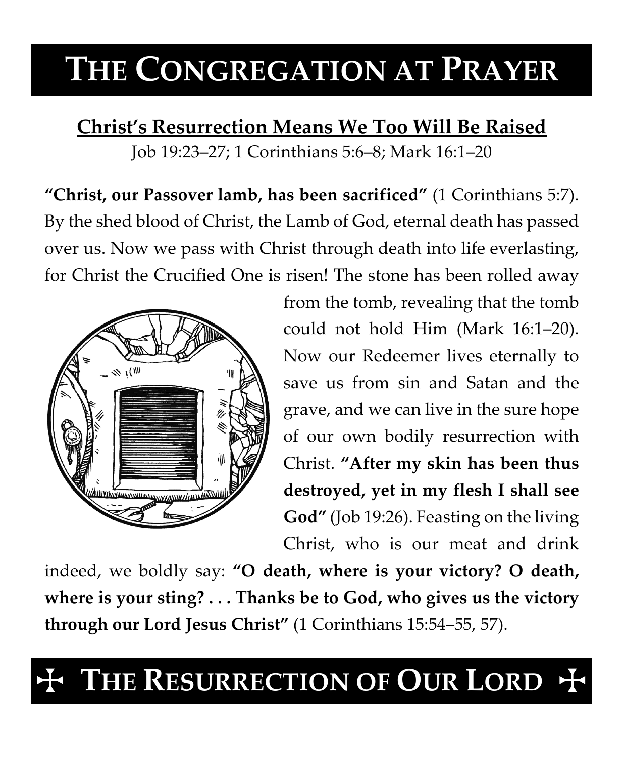# THE CONGREGATION AT PRAYER

## Christ's Resurrection Means We Too Will Be Raised

Job 19:23–27; 1 Corinthians 5:6–8; Mark 16:1–20

**"Christ, our Passover lamb, has been sacrificed"** (1 Corinthians 5:7). By the shed blood of Christ, the Lamb of God, eternal death has passed over us. Now we pass with Christ through death into life everlasting, for Christ the Crucified One is risen! The stone has been rolled away from the tomb, revealing that the tomb could not hold Him (Mark 16:1–20). Now our Redeemer lives eternally to save us from sin and Satan and the grave, and we can live in the sure hope of our own bodily resurrection with Christ. **"After my skin has been thus destroyed, yet in my flesh I shall see God"** (Job 19:26). Feasting on the living Christ, who is our meat and drink indeed, we boldly say: **"O death, where is your victory? O death, where is your sting? . . . Thanks be to God, who gives us the victory through our Lord Jesus Christ"** (1 Corinthians 15:54–55, 57).

# ☩ THE RESURRECTION OF OUR LORD ☩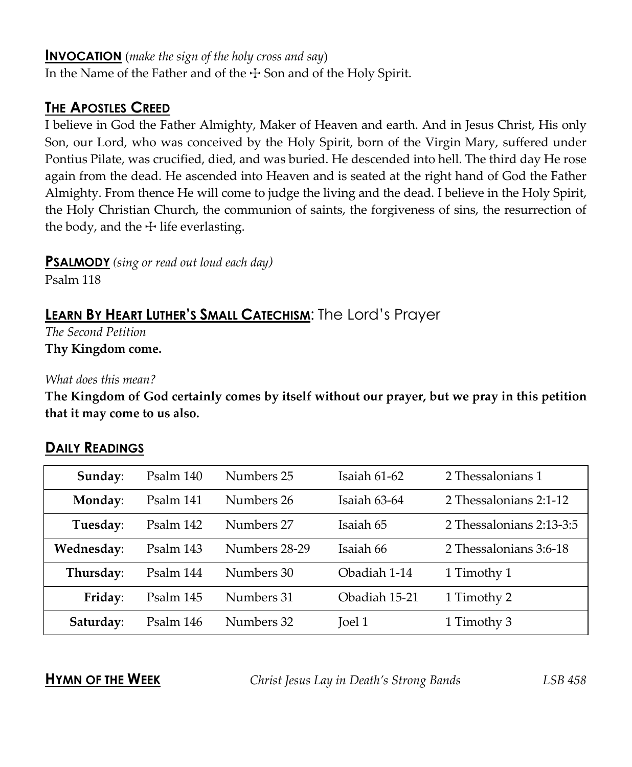## INVOCATION (*make the sign of the holy cross and say*)

In the Name of the Father and of the ☩ Son and of the Holy Spirit.

## THE APOSTLES CREED

I believe in God the Father Almighty, Maker of Heaven and earth. And in Jesus Christ, His only Son, our Lord, who was conceived by the Holy Spirit, born of the Virgin Mary, suffered under Pontius Pilate, was crucified, died, and was buried. He descended into hell. The third day He rose again from the dead. He ascended into Heaven and is seated at the right hand of God the Father Almighty. From thence He will come to judge the living and the dead. I believe in the Holy Spirit, the Holy Christian Church, the communion of saints, the forgiveness of sins, the resurrection of the body, and the ☩ life everlasting.

## PSALMODY *(sing or read out loud each day)*

Psalm 118

## LEARN BY HEART LUTHER'S SMALL CATECHISM: The Lord's Prayer

*The Second Petition*

**Thy Kingdom come.**

*What does this mean?*

**The Kingdom of God certainly comes by itself without our prayer, but we pray in this petition that it may come to us also.**

## DAILY READINGS

| | | | | |
|---|---|---|---|---|
| **Sunday**: | Psalm 140 | Numbers 25 | Isaiah 61-62 | 2 Thessalonians 1 |
| **Monday**: | Psalm 141 | Numbers 26 | Isaiah 63-64 | 2 Thessalonians 2:1-12 |
| **Tuesday**: | Psalm 142 | Numbers 27 | Isaiah 65 | 2 Thessalonians 2:13-3:5 |
| **Wednesday**: | Psalm 143 | Numbers 28-29 | Isaiah 66 | 2 Thessalonians 3:6-18 |
| **Thursday**: | Psalm 144 | Numbers 30 | Obadiah 1-14 | 1 Timothy 1 |
| **Friday**: | Psalm 145 | Numbers 31 | Obadiah 15-21 | 1 Timothy 2 |
| **Saturday**: | Psalm 146 | Numbers 32 | Joel 1 | 1 Timothy 3 |

## HYMN OF THE WEEK

*Christ Jesus Lay in Death's Strong Bands* — *LSB 458*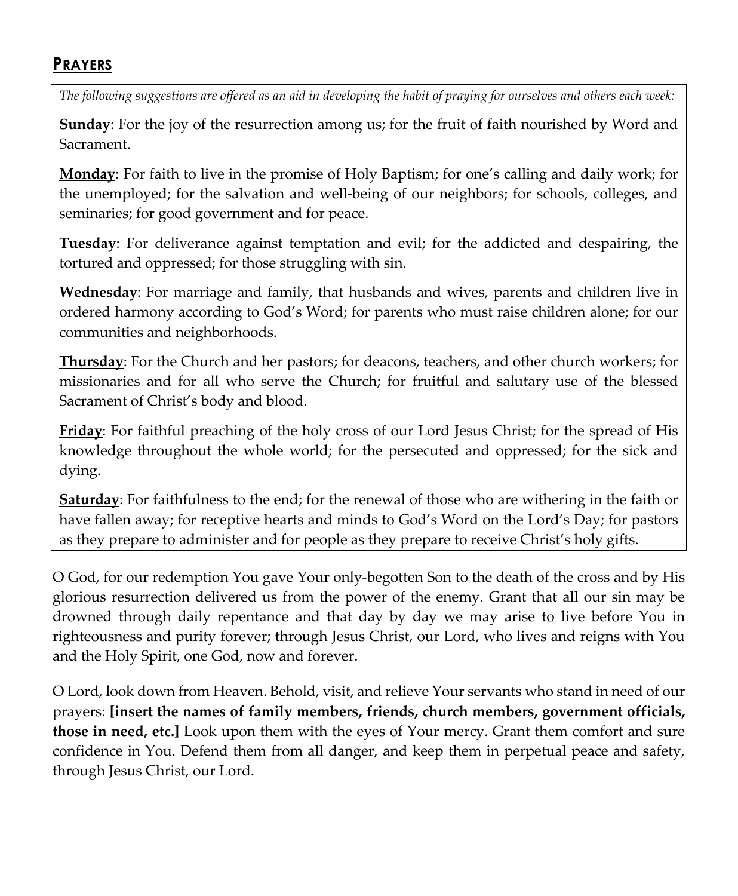## PRAYERS

*The following suggestions are offered as an aid in developing the habit of praying for ourselves and others each week:*

**Sunday**: For the joy of the resurrection among us; for the fruit of faith nourished by Word and Sacrament.

**Monday**: For faith to live in the promise of Holy Baptism; for one's calling and daily work; for the unemployed; for the salvation and well-being of our neighbors; for schools, colleges, and seminaries; for good government and for peace.

**Tuesday**: For deliverance against temptation and evil; for the addicted and despairing, the tortured and oppressed; for those struggling with sin.

**Wednesday**: For marriage and family, that husbands and wives, parents and children live in ordered harmony according to God's Word; for parents who must raise children alone; for our communities and neighborhoods.

**Thursday**: For the Church and her pastors; for deacons, teachers, and other church workers; for missionaries and for all who serve the Church; for fruitful and salutary use of the blessed Sacrament of Christ's body and blood.

**Friday**: For faithful preaching of the holy cross of our Lord Jesus Christ; for the spread of His knowledge throughout the whole world; for the persecuted and oppressed; for the sick and dying.

**Saturday**: For faithfulness to the end; for the renewal of those who are withering in the faith or have fallen away; for receptive hearts and minds to God's Word on the Lord's Day; for pastors as they prepare to administer and for people as they prepare to receive Christ's holy gifts.

O God, for our redemption You gave Your only-begotten Son to the death of the cross and by His glorious resurrection delivered us from the power of the enemy. Grant that all our sin may be drowned through daily repentance and that day by day we may arise to live before You in righteousness and purity forever; through Jesus Christ, our Lord, who lives and reigns with You and the Holy Spirit, one God, now and forever.

O Lord, look down from Heaven. Behold, visit, and relieve Your servants who stand in need of our prayers: **[insert the names of family members, friends, church members, government officials, those in need, etc.]** Look upon them with the eyes of Your mercy. Grant them comfort and sure confidence in You. Defend them from all danger, and keep them in perpetual peace and safety, through Jesus Christ, our Lord.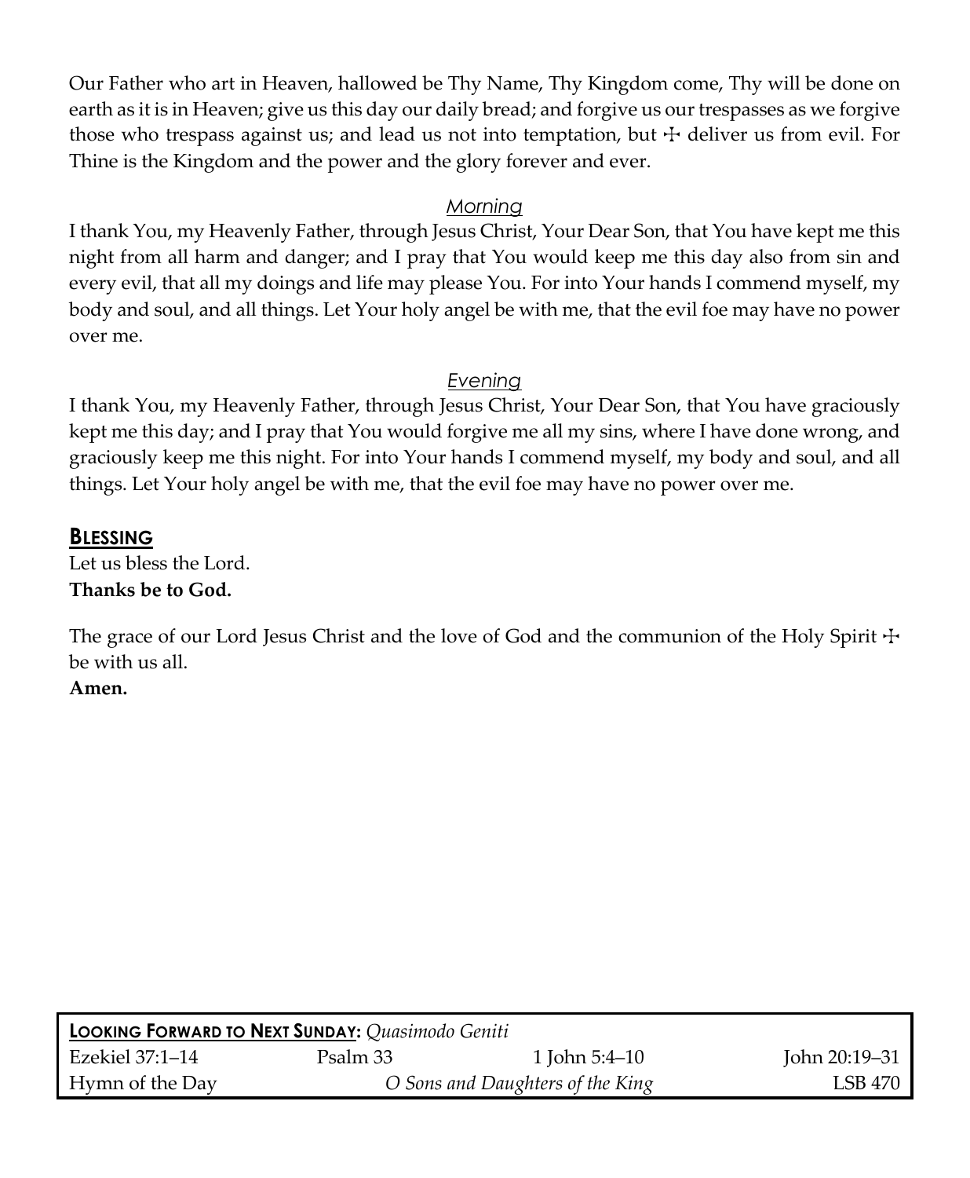Our Father who art in Heaven, hallowed be Thy Name, Thy Kingdom come, Thy will be done on earth as it is in Heaven; give us this day our daily bread; and forgive us our trespasses as we forgive those who trespass against us; and lead us not into temptation, but ☩ deliver us from evil. For Thine is the Kingdom and the power and the glory forever and ever.

*Morning*

I thank You, my Heavenly Father, through Jesus Christ, Your Dear Son, that You have kept me this night from all harm and danger; and I pray that You would keep me this day also from sin and every evil, that all my doings and life may please You. For into Your hands I commend myself, my body and soul, and all things. Let Your holy angel be with me, that the evil foe may have no power over me.

*Evening*

I thank You, my Heavenly Father, through Jesus Christ, Your Dear Son, that You have graciously kept me this day; and I pray that You would forgive me all my sins, where I have done wrong, and graciously keep me this night. For into Your hands I commend myself, my body and soul, and all things. Let Your holy angel be with me, that the evil foe may have no power over me.

## Blessing

Let us bless the Lord.
**Thanks be to God.**

The grace of our Lord Jesus Christ and the love of God and the communion of the Holy Spirit ☩ be with us all.
**Amen.**

| **Looking Forward to Next Sunday:** *Quasimodo Geniti* | | | |
|---|---|---|---|
| Ezekiel 37:1–14 | Psalm 33 | 1 John 5:4–10 | John 20:19–31 |
| Hymn of the Day | *O Sons and Daughters of the King* | | LSB 470 |